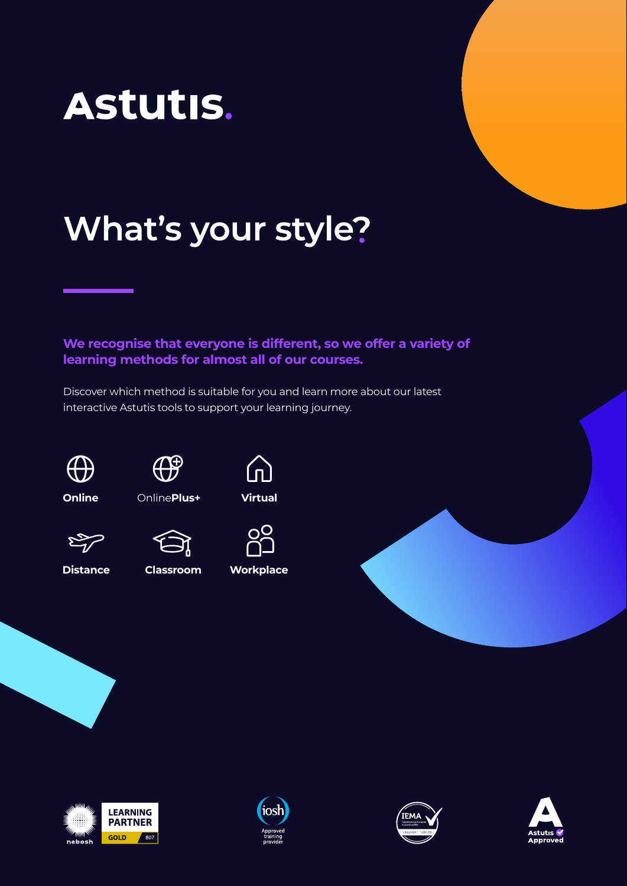# Astutis.

## What's your style?

**We recognise that everyone is different, so we offer a variety of learning methods for almost all of our courses.**

Discover which method is suitable for you and learn more about our latest interactive Astutis tools to support your learning journey.

- **Online**
- Online**Plus+**
- **Virtual**
- **Distance**
- **Classroom**
- **Workplace**

nebosh LEARNING PARTNER GOLD 807

iosh Approved training provider

IEMA TRAINING CENTRE

Astutis Approved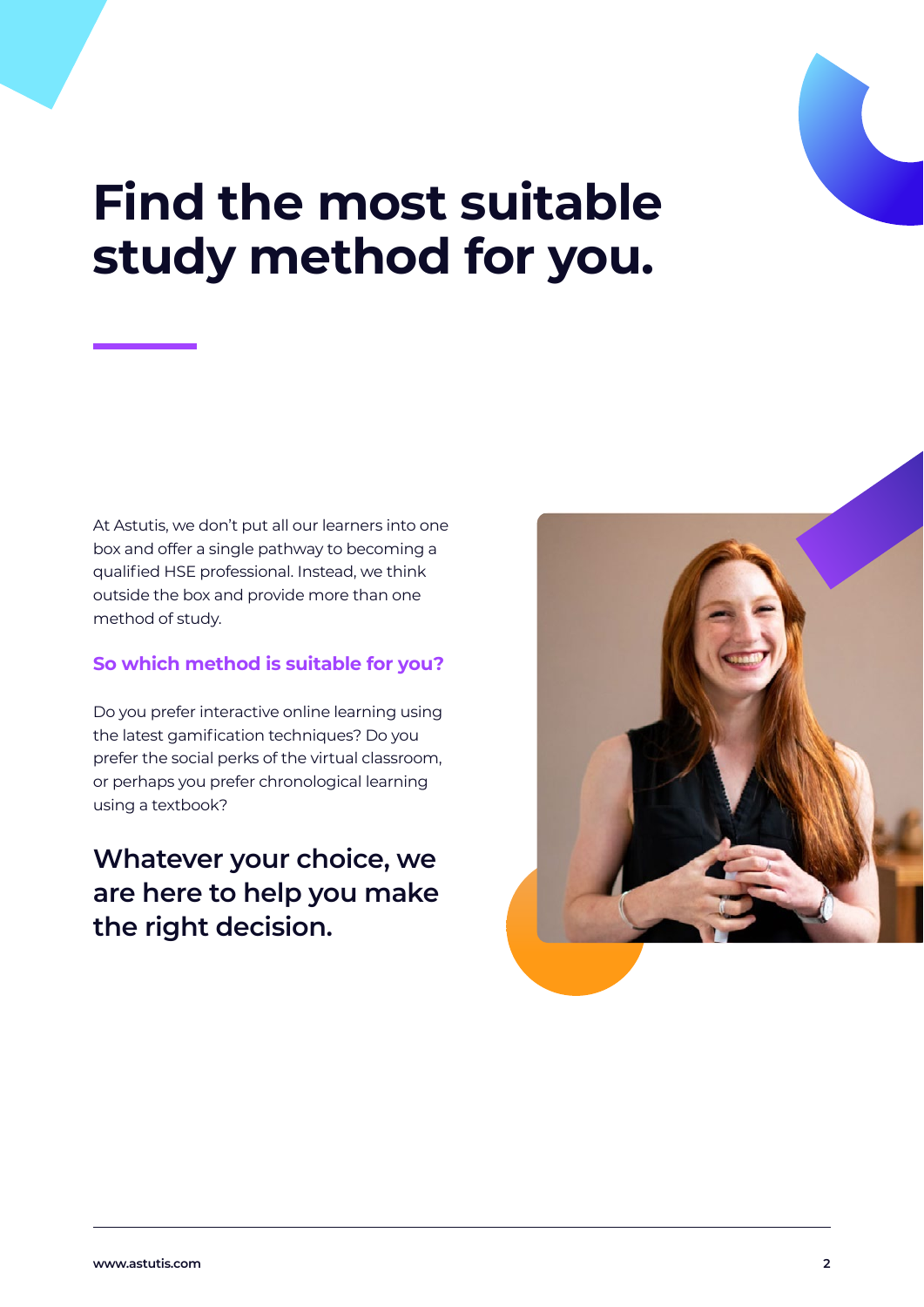# Find the most suitable study method for you.

At Astutis, we don't put all our learners into one box and offer a single pathway to becoming a qualified HSE professional. Instead, we think outside the box and provide more than one method of study.

### So which method is suitable for you?

Do you prefer interactive online learning using the latest gamification techniques? Do you prefer the social perks of the virtual classroom, or perhaps you prefer chronological learning using a textbook?

## Whatever your choice, we are here to help you make the right decision.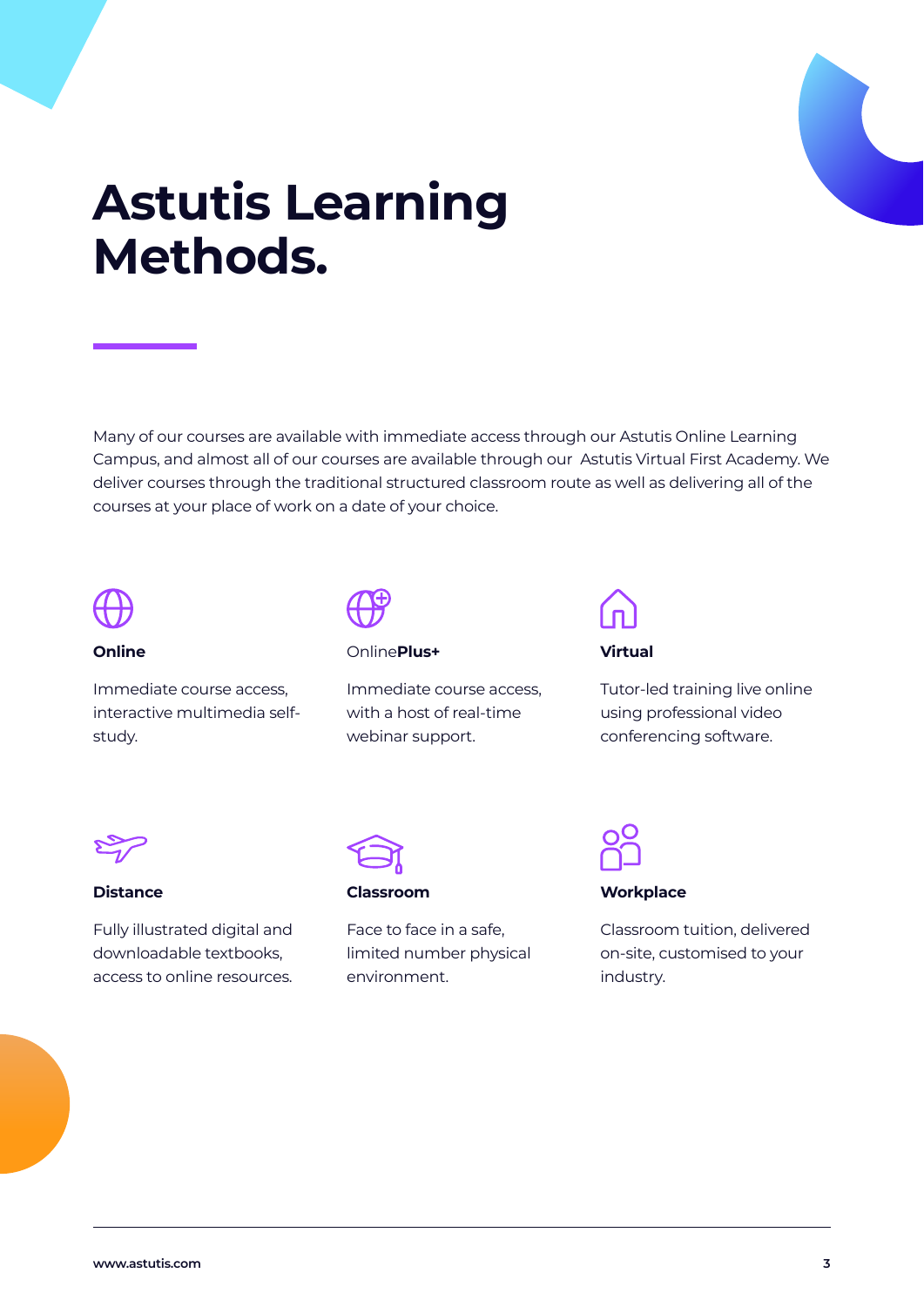# Astutis Learning Methods.

Many of our courses are available with immediate access through our Astutis Online Learning Campus, and almost all of our courses are available through our Astutis Virtual First Academy. We deliver courses through the traditional structured classroom route as well as delivering all of the courses at your place of work on a date of your choice.

**Online**

Immediate course access, interactive multimedia self-study.

Online**Plus+**

Immediate course access, with a host of real-time webinar support.

**Virtual**

Tutor-led training live online using professional video conferencing software.

**Distance**

Fully illustrated digital and downloadable textbooks, access to online resources.

**Classroom**

Face to face in a safe, limited number physical environment.

**Workplace**

Classroom tuition, delivered on-site, customised to your industry.

www.astutis.com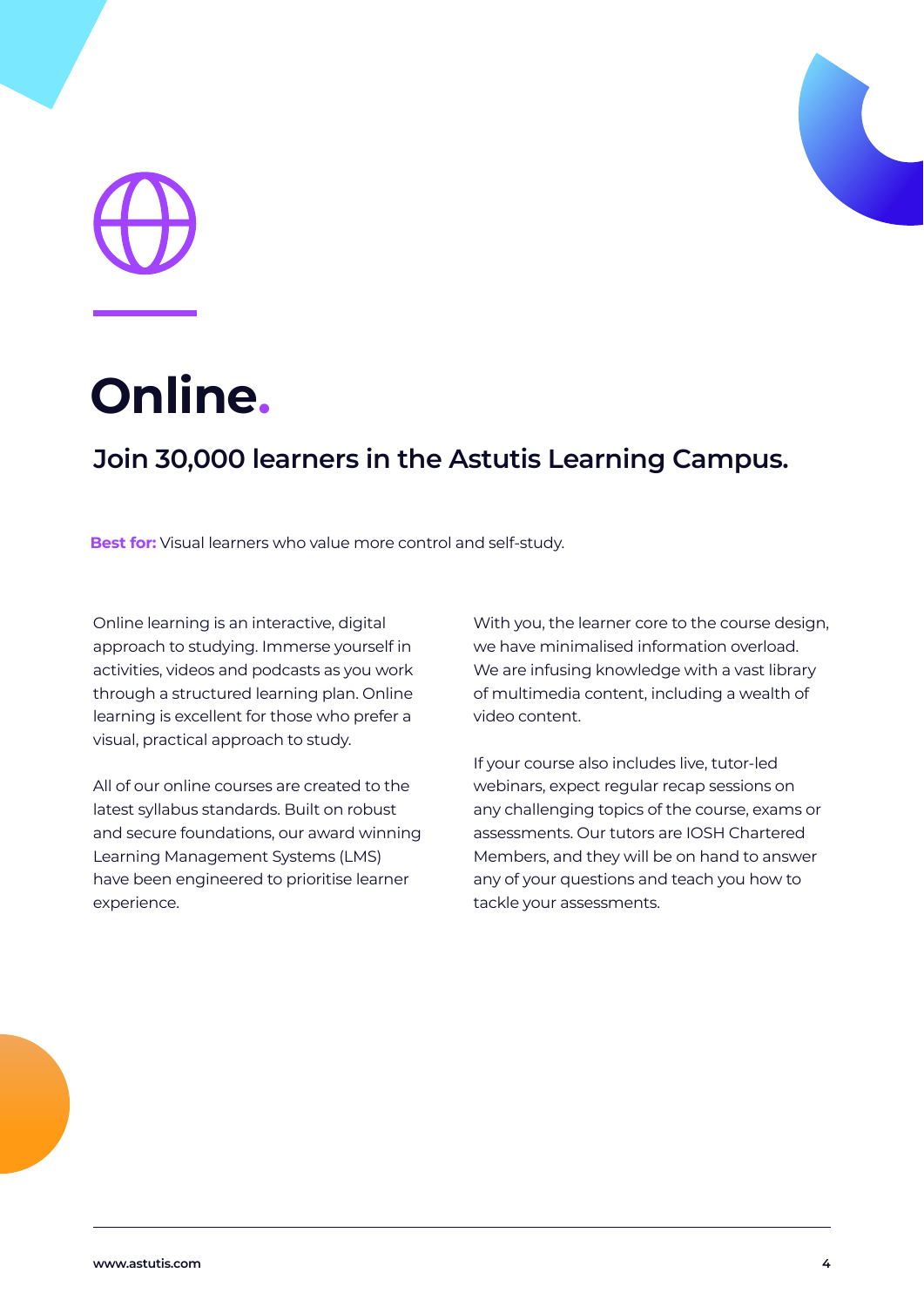# Online.

## Join 30,000 learners in the Astutis Learning Campus.

**Best for:** Visual learners who value more control and self-study.

Online learning is an interactive, digital approach to studying. Immerse yourself in activities, videos and podcasts as you work through a structured learning plan. Online learning is excellent for those who prefer a visual, practical approach to study.

All of our online courses are created to the latest syllabus standards. Built on robust and secure foundations, our award winning Learning Management Systems (LMS) have been engineered to prioritise learner experience.

With you, the learner core to the course design, we have minimalised information overload. We are infusing knowledge with a vast library of multimedia content, including a wealth of video content.

If your course also includes live, tutor-led webinars, expect regular recap sessions on any challenging topics of the course, exams or assessments. Our tutors are IOSH Chartered Members, and they will be on hand to answer any of your questions and teach you how to tackle your assessments.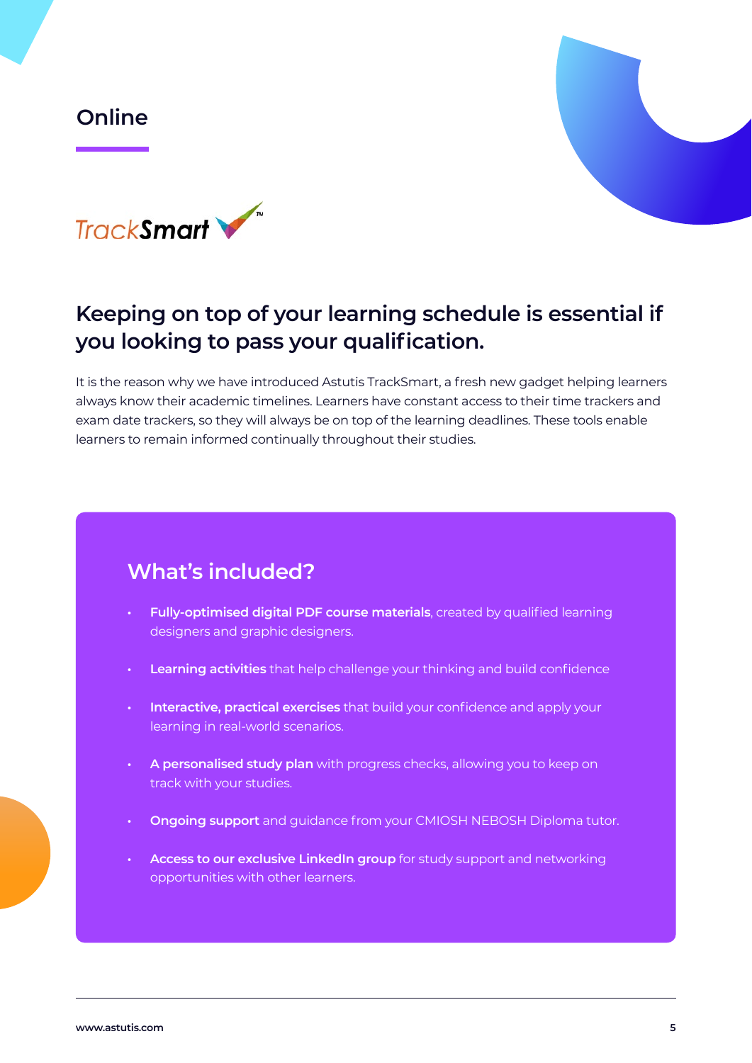## Online

TrackSmart™

### Keeping on top of your learning schedule is essential if you looking to pass your qualification.

It is the reason why we have introduced Astutis TrackSmart, a fresh new gadget helping learners always know their academic timelines. Learners have constant access to their time trackers and exam date trackers, so they will always be on top of the learning deadlines. These tools enable learners to remain informed continually throughout their studies.

### What's included?

- **Fully-optimised digital PDF course materials**, created by qualified learning designers and graphic designers.
- **Learning activities** that help challenge your thinking and build confidence
- **Interactive, practical exercises** that build your confidence and apply your learning in real-world scenarios.
- **A personalised study plan** with progress checks, allowing you to keep on track with your studies.
- **Ongoing support** and guidance from your CMIOSH NEBOSH Diploma tutor.
- **Access to our exclusive LinkedIn group** for study support and networking opportunities with other learners.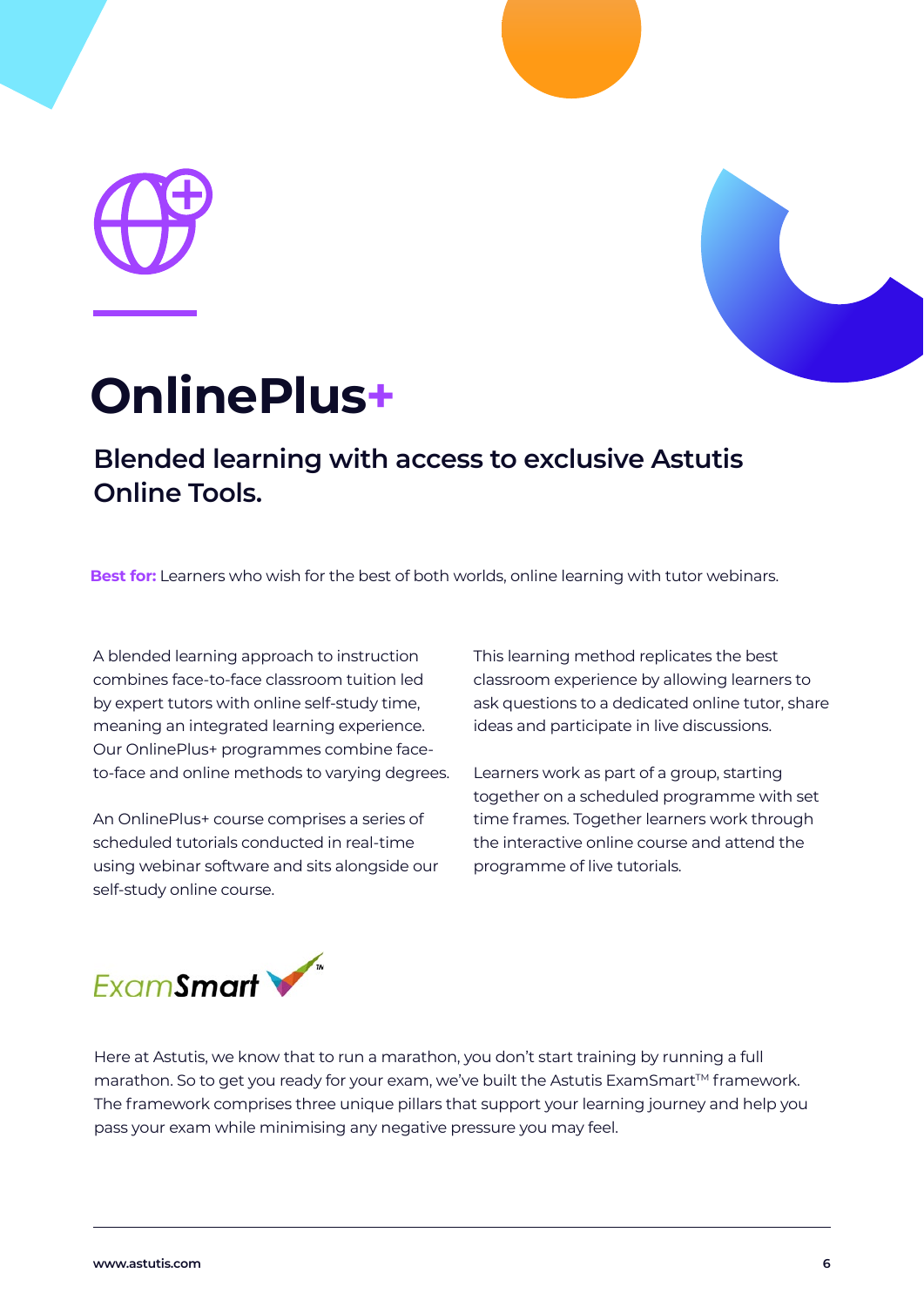# OnlinePlus+

## Blended learning with access to exclusive Astutis Online Tools.

**Best for:** Learners who wish for the best of both worlds, online learning with tutor webinars.

A blended learning approach to instruction combines face-to-face classroom tuition led by expert tutors with online self-study time, meaning an integrated learning experience. Our OnlinePlus+ programmes combine face-to-face and online methods to varying degrees.

An OnlinePlus+ course comprises a series of scheduled tutorials conducted in real-time using webinar software and sits alongside our self-study online course.

This learning method replicates the best classroom experience by allowing learners to ask questions to a dedicated online tutor, share ideas and participate in live discussions.

Learners work as part of a group, starting together on a scheduled programme with set time frames. Together learners work through the interactive online course and attend the programme of live tutorials.

## ExamSmart™

Here at Astutis, we know that to run a marathon, you don't start training by running a full marathon. So to get you ready for your exam, we've built the Astutis ExamSmart™ framework. The framework comprises three unique pillars that support your learning journey and help you pass your exam while minimising any negative pressure you may feel.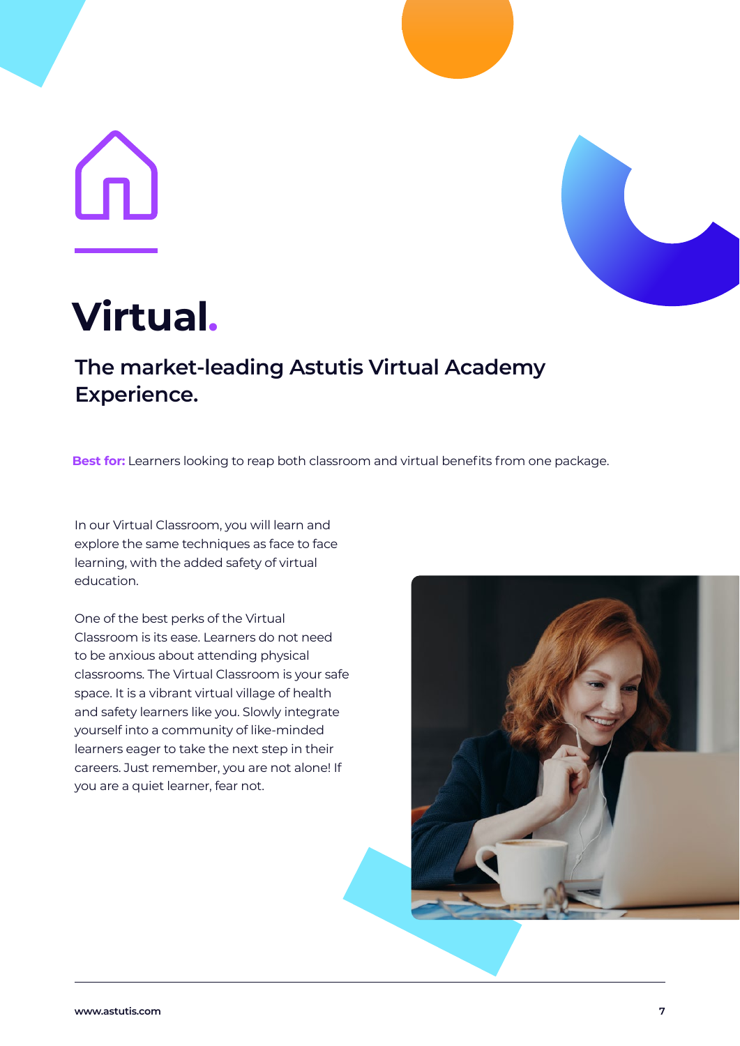# Virtual.

## The market-leading Astutis Virtual Academy Experience.

**Best for:** Learners looking to reap both classroom and virtual benefits from one package.

In our Virtual Classroom, you will learn and explore the same techniques as face to face learning, with the added safety of virtual education.

One of the best perks of the Virtual Classroom is its ease. Learners do not need to be anxious about attending physical classrooms. The Virtual Classroom is your safe space. It is a vibrant virtual village of health and safety learners like you. Slowly integrate yourself into a community of like-minded learners eager to take the next step in their careers. Just remember, you are not alone! If you are a quiet learner, fear not.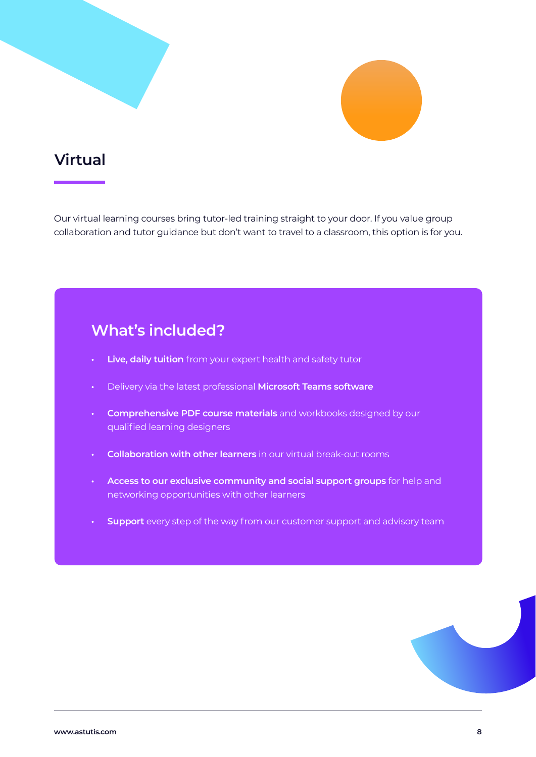# Virtual

Our virtual learning courses bring tutor-led training straight to your door. If you value group collaboration and tutor guidance but don't want to travel to a classroom, this option is for you.

## What's included?

- **Live, daily tuition** from your expert health and safety tutor
- Delivery via the latest professional **Microsoft Teams software**
- **Comprehensive PDF course materials** and workbooks designed by our qualified learning designers
- **Collaboration with other learners** in our virtual break-out rooms
- **Access to our exclusive community and social support groups** for help and networking opportunities with other learners
- **Support** every step of the way from our customer support and advisory team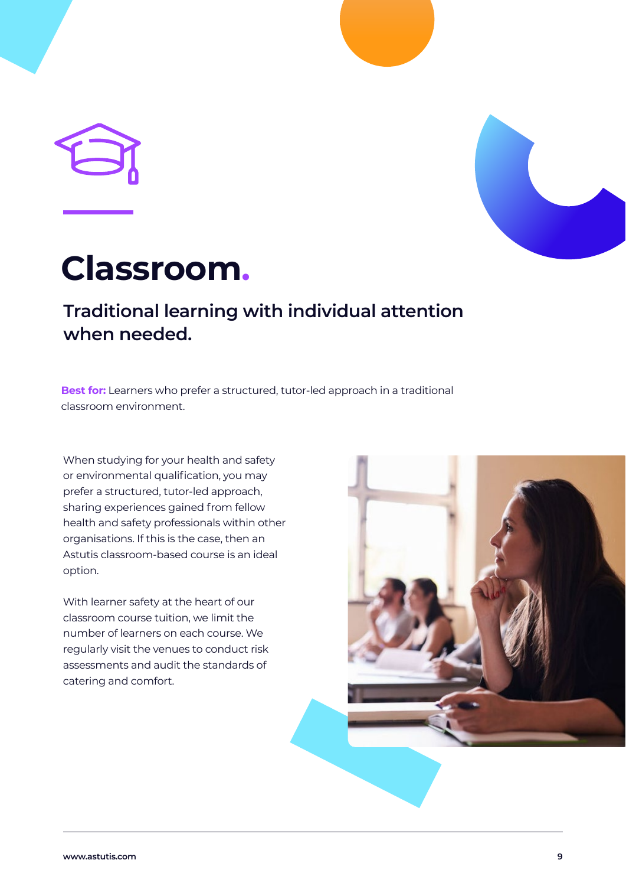# Classroom.

## Traditional learning with individual attention when needed.

**Best for:** Learners who prefer a structured, tutor-led approach in a traditional classroom environment.

When studying for your health and safety or environmental qualification, you may prefer a structured, tutor-led approach, sharing experiences gained from fellow health and safety professionals within other organisations. If this is the case, then an Astutis classroom-based course is an ideal option.

With learner safety at the heart of our classroom course tuition, we limit the number of learners on each course. We regularly visit the venues to conduct risk assessments and audit the standards of catering and comfort.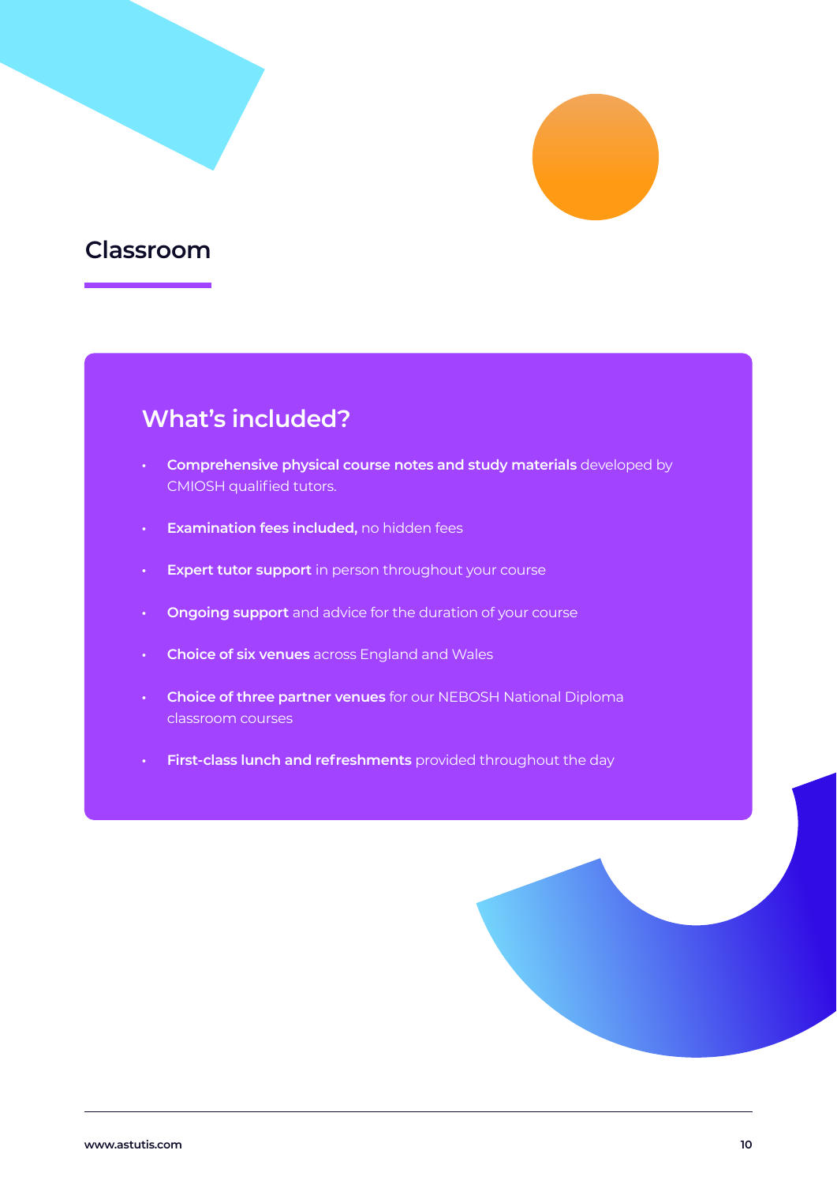## Classroom

### What's included?

- **Comprehensive physical course notes and study materials** developed by CMIOSH qualified tutors.
- **Examination fees included,** no hidden fees
- **Expert tutor support** in person throughout your course
- **Ongoing support** and advice for the duration of your course
- **Choice of six venues** across England and Wales
- **Choice of three partner venues** for our NEBOSH National Diploma classroom courses
- **First-class lunch and refreshments** provided throughout the day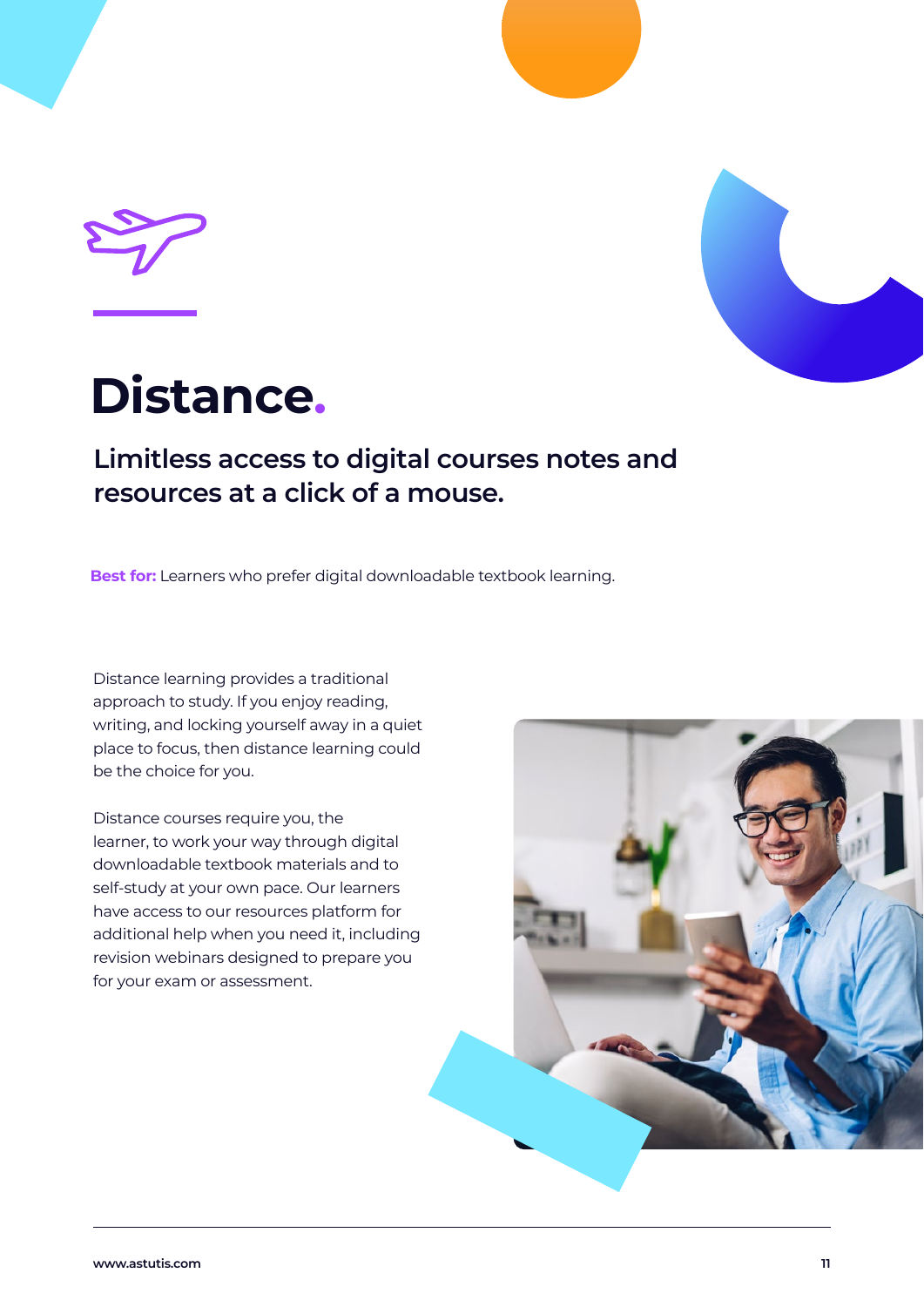# Distance.

## Limitless access to digital courses notes and resources at a click of a mouse.

**Best for:** Learners who prefer digital downloadable textbook learning.

Distance learning provides a traditional approach to study. If you enjoy reading, writing, and locking yourself away in a quiet place to focus, then distance learning could be the choice for you.

Distance courses require you, the learner, to work your way through digital downloadable textbook materials and to self-study at your own pace. Our learners have access to our resources platform for additional help when you need it, including revision webinars designed to prepare you for your exam or assessment.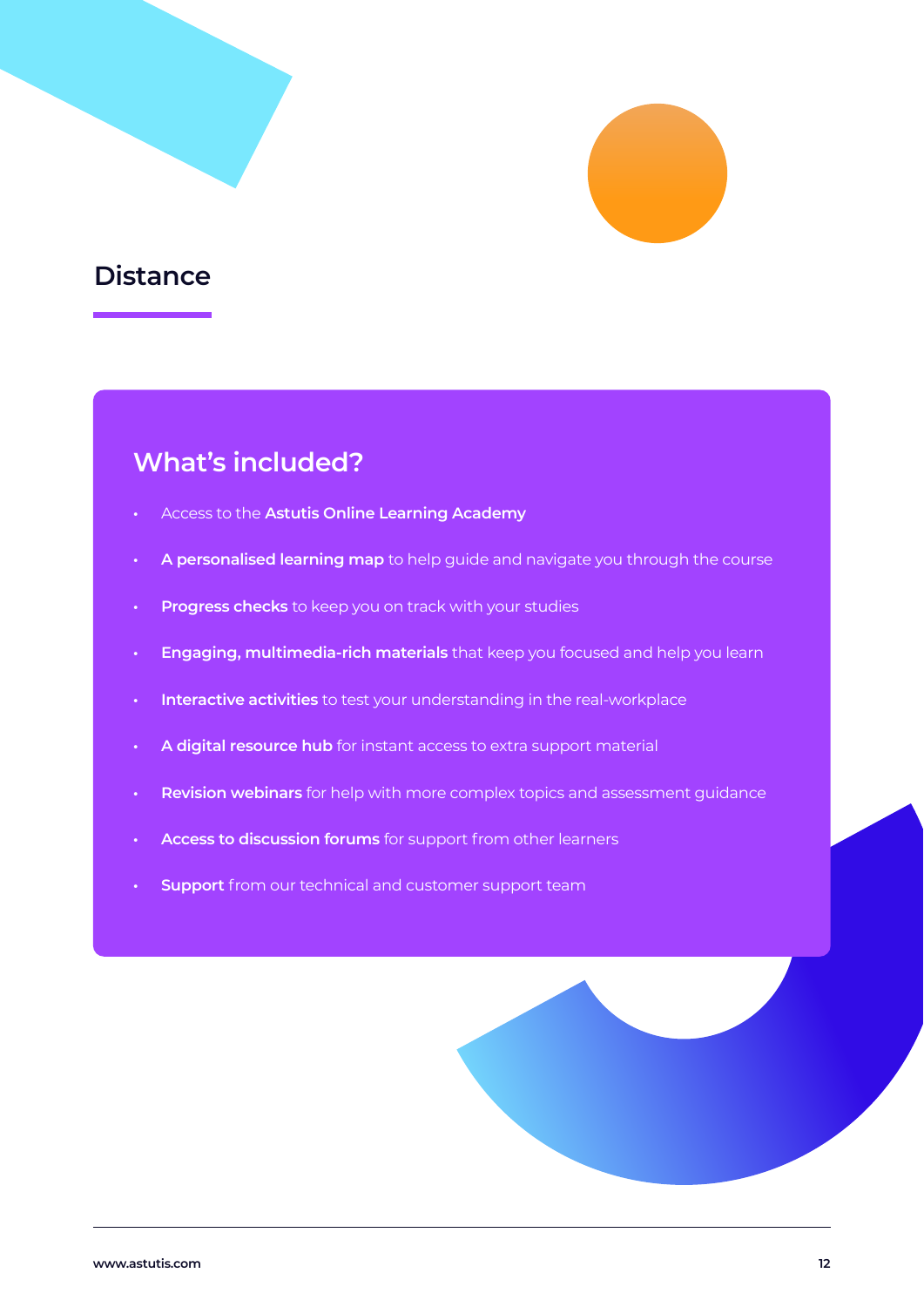## Distance

### What's included?

- Access to the **Astutis Online Learning Academy**
- **A personalised learning map** to help guide and navigate you through the course
- **Progress checks** to keep you on track with your studies
- **Engaging, multimedia-rich materials** that keep you focused and help you learn
- **Interactive activities** to test your understanding in the real-workplace
- **A digital resource hub** for instant access to extra support material
- **Revision webinars** for help with more complex topics and assessment guidance
- **Access to discussion forums** for support from other learners
- **Support** from our technical and customer support team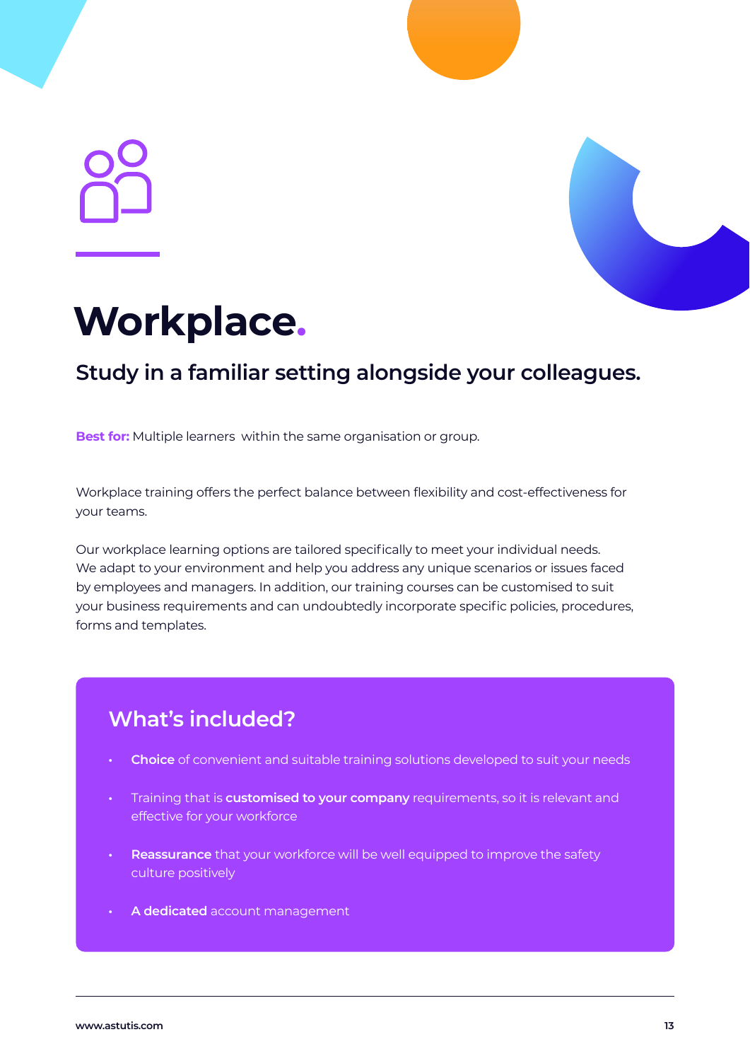# Workplace.

## Study in a familiar setting alongside your colleagues.

**Best for:** Multiple learners  within the same organisation or group.

Workplace training offers the perfect balance between flexibility and cost-effectiveness for your teams.

Our workplace learning options are tailored specifically to meet your individual needs. We adapt to your environment and help you address any unique scenarios or issues faced by employees and managers. In addition, our training courses can be customised to suit your business requirements and can undoubtedly incorporate specific policies, procedures, forms and templates.

### What's included?

- **Choice** of convenient and suitable training solutions developed to suit your needs
- Training that is **customised to your company** requirements, so it is relevant and effective for your workforce
- **Reassurance** that your workforce will be well equipped to improve the safety culture positively
- **A dedicated** account management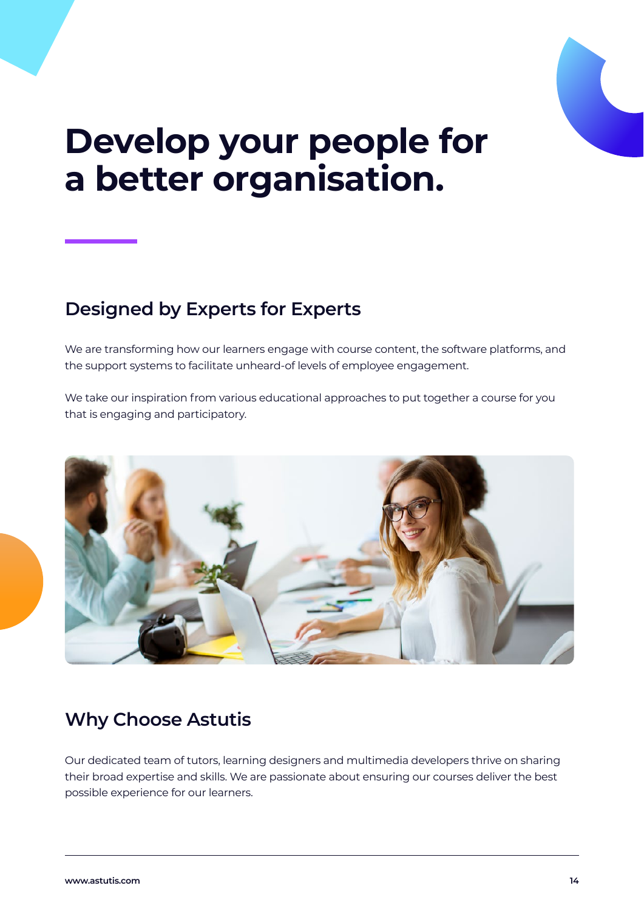# Develop your people for a better organisation.

## Designed by Experts for Experts

We are transforming how our learners engage with course content, the software platforms, and the support systems to facilitate unheard-of levels of employee engagement.

We take our inspiration from various educational approaches to put together a course for you that is engaging and participatory.

## Why Choose Astutis

Our dedicated team of tutors, learning designers and multimedia developers thrive on sharing their broad expertise and skills. We are passionate about ensuring our courses deliver the best possible experience for our learners.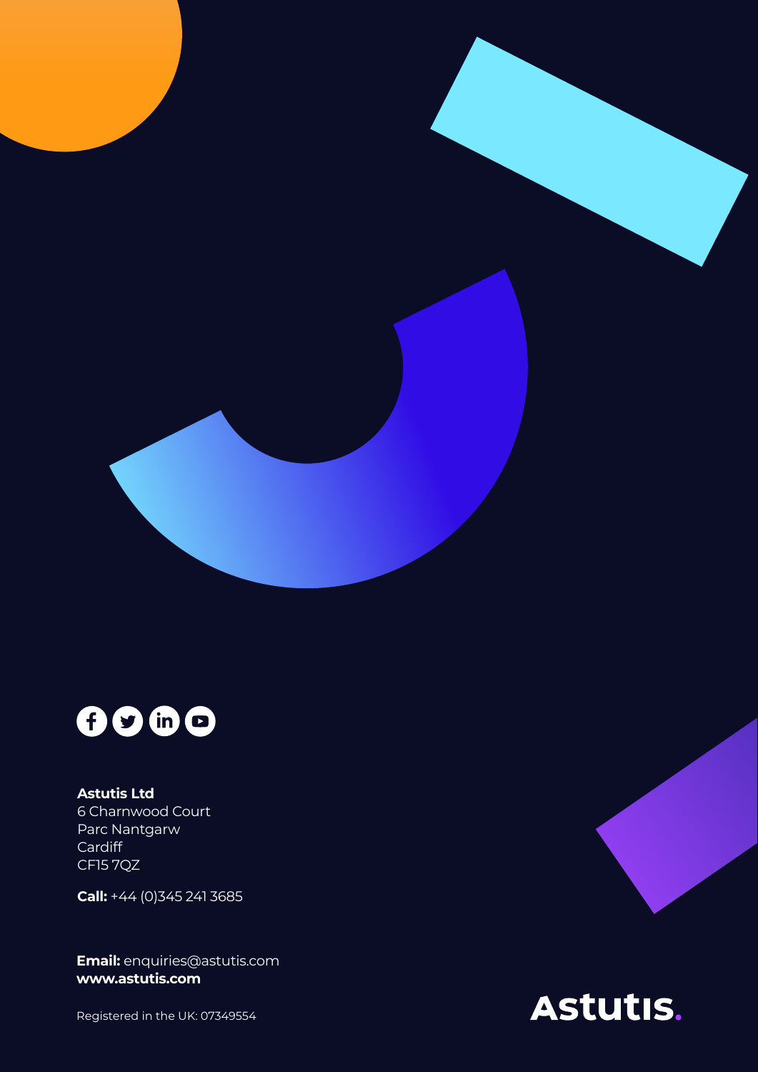**Astutis Ltd**
6 Charnwood Court
Parc Nantgarw
Cardiff
CF15 7QZ

**Call:** +44 (0)345 241 3685

**Email:** enquiries@astutis.com
**www.astutis.com**

Registered in the UK: 07349554

Astutis.